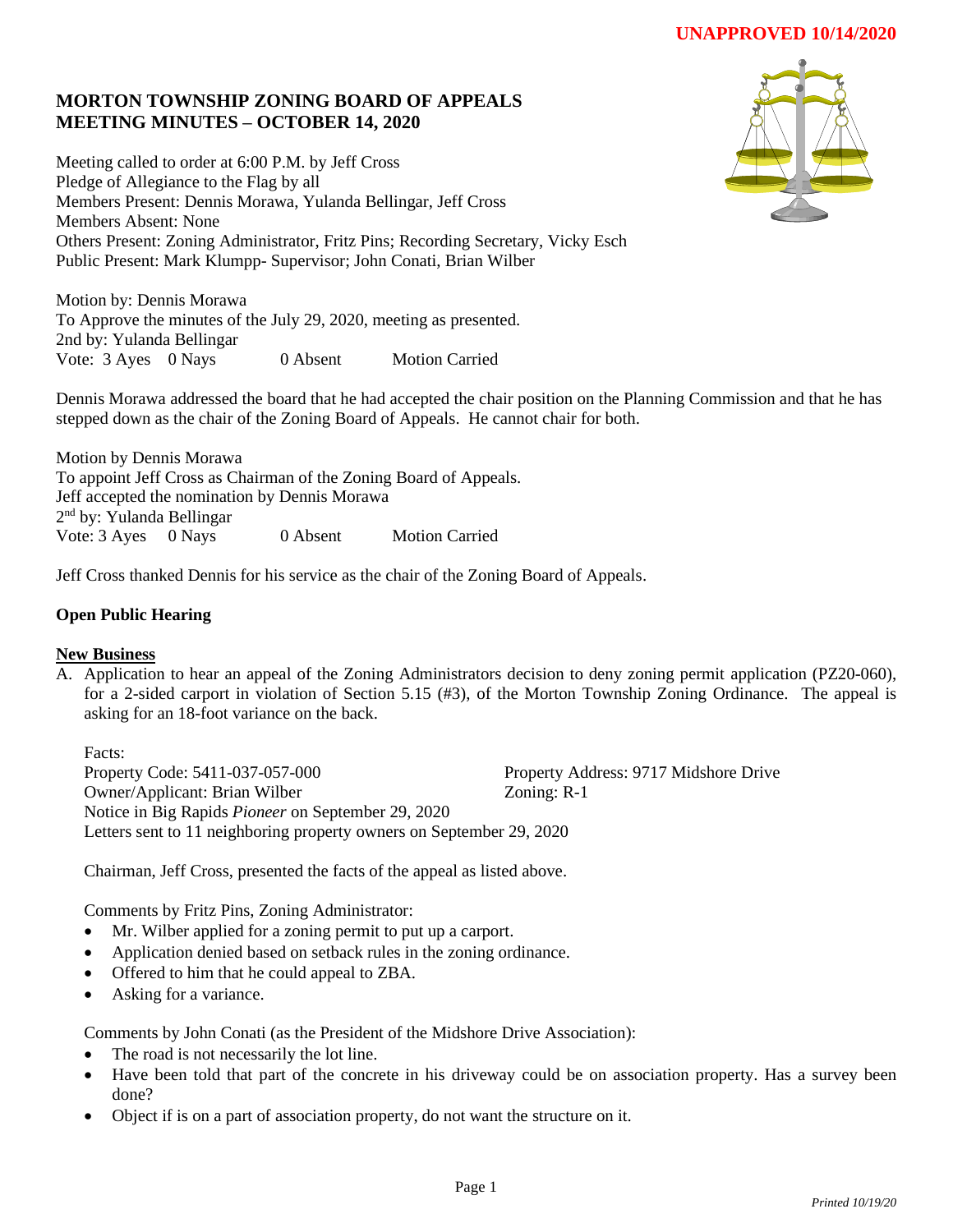**UNAPPROVED 10/14/2020**

# MORTON TOWNSHIP ZONING BOARD OF APPEALS
# MEETING MINUTES – OCTOBER 14, 2020

Meeting called to order at 6:00 P.M. by Jeff Cross
Pledge of Allegiance to the Flag by all
Members Present: Dennis Morawa, Yulanda Bellingar, Jeff Cross
Members Absent: None
Others Present: Zoning Administrator, Fritz Pins; Recording Secretary, Vicky Esch
Public Present: Mark Klumpp- Supervisor; John Conati, Brian Wilber

Motion by: Dennis Morawa
To Approve the minutes of the July 29, 2020, meeting as presented.
2nd by: Yulanda Bellingar
Vote: 3 Ayes 0 Nays 0 Absent Motion Carried

Dennis Morawa addressed the board that he had accepted the chair position on the Planning Commission and that he has stepped down as the chair of the Zoning Board of Appeals. He cannot chair for both.

Motion by Dennis Morawa
To appoint Jeff Cross as Chairman of the Zoning Board of Appeals.
Jeff accepted the nomination by Dennis Morawa
2nd by: Yulanda Bellingar
Vote: 3 Ayes 0 Nays 0 Absent Motion Carried

Jeff Cross thanked Dennis for his service as the chair of the Zoning Board of Appeals.

**Open Public Hearing**

**New Business**

A. Application to hear an appeal of the Zoning Administrators decision to deny zoning permit application (PZ20-060), for a 2-sided carport in violation of Section 5.15 (#3), of the Morton Township Zoning Ordinance. The appeal is asking for an 18-foot variance on the back.

Facts:
Property Code: 5411-037-057-000
Property Address: 9717 Midshore Drive
Owner/Applicant: Brian Wilber
Zoning: R-1
Notice in Big Rapids *Pioneer* on September 29, 2020
Letters sent to 11 neighboring property owners on September 29, 2020

Chairman, Jeff Cross, presented the facts of the appeal as listed above.

Comments by Fritz Pins, Zoning Administrator:

- Mr. Wilber applied for a zoning permit to put up a carport.
- Application denied based on setback rules in the zoning ordinance.
- Offered to him that he could appeal to ZBA.
- Asking for a variance.

Comments by John Conati (as the President of the Midshore Drive Association):

- The road is not necessarily the lot line.
- Have been told that part of the concrete in his driveway could be on association property. Has a survey been done?
- Object if is on a part of association property, do not want the structure on it.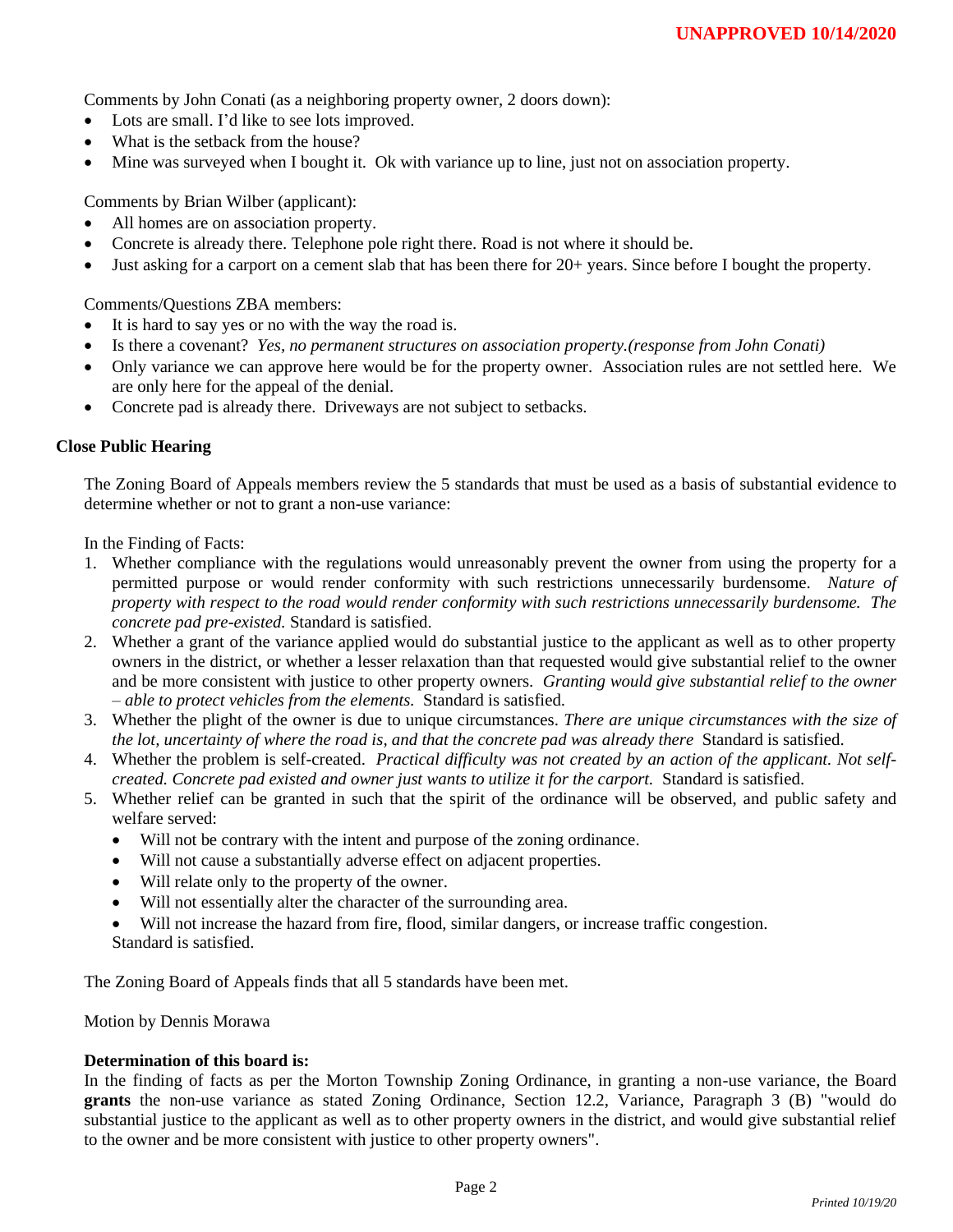Comments by John Conati (as a neighboring property owner, 2 doors down):

- Lots are small. I'd like to see lots improved.
- What is the setback from the house?
- Mine was surveyed when I bought it. Ok with variance up to line, just not on association property.

Comments by Brian Wilber (applicant):

- All homes are on association property.
- Concrete is already there. Telephone pole right there. Road is not where it should be.
- Just asking for a carport on a cement slab that has been there for 20+ years. Since before I bought the property.

Comments/Questions ZBA members:

- It is hard to say yes or no with the way the road is.
- Is there a covenant? *Yes, no permanent structures on association property.(response from John Conati)*
- Only variance we can approve here would be for the property owner. Association rules are not settled here. We are only here for the appeal of the denial.
- Concrete pad is already there. Driveways are not subject to setbacks.

**Close Public Hearing**

The Zoning Board of Appeals members review the 5 standards that must be used as a basis of substantial evidence to determine whether or not to grant a non-use variance:

In the Finding of Facts:

1. Whether compliance with the regulations would unreasonably prevent the owner from using the property for a permitted purpose or would render conformity with such restrictions unnecessarily burdensome. *Nature of property with respect to the road would render conformity with such restrictions unnecessarily burdensome. The concrete pad pre-existed.* Standard is satisfied.
2. Whether a grant of the variance applied would do substantial justice to the applicant as well as to other property owners in the district, or whether a lesser relaxation than that requested would give substantial relief to the owner and be more consistent with justice to other property owners. *Granting would give substantial relief to the owner – able to protect vehicles from the elements.* Standard is satisfied.
3. Whether the plight of the owner is due to unique circumstances. *There are unique circumstances with the size of the lot, uncertainty of where the road is, and that the concrete pad was already there* Standard is satisfied.
4. Whether the problem is self-created. *Practical difficulty was not created by an action of the applicant. Not self-created. Concrete pad existed and owner just wants to utilize it for the carport.* Standard is satisfied.
5. Whether relief can be granted in such that the spirit of the ordinance will be observed, and public safety and welfare served:
   - Will not be contrary with the intent and purpose of the zoning ordinance.
   - Will not cause a substantially adverse effect on adjacent properties.
   - Will relate only to the property of the owner.
   - Will not essentially alter the character of the surrounding area.
   - Will not increase the hazard from fire, flood, similar dangers, or increase traffic congestion.

   Standard is satisfied.

The Zoning Board of Appeals finds that all 5 standards have been met.

Motion by Dennis Morawa

**Determination of this board is:**
In the finding of facts as per the Morton Township Zoning Ordinance, in granting a non-use variance, the Board **grants** the non-use variance as stated Zoning Ordinance, Section 12.2, Variance, Paragraph 3 (B) "would do substantial justice to the applicant as well as to other property owners in the district, and would give substantial relief to the owner and be more consistent with justice to other property owners".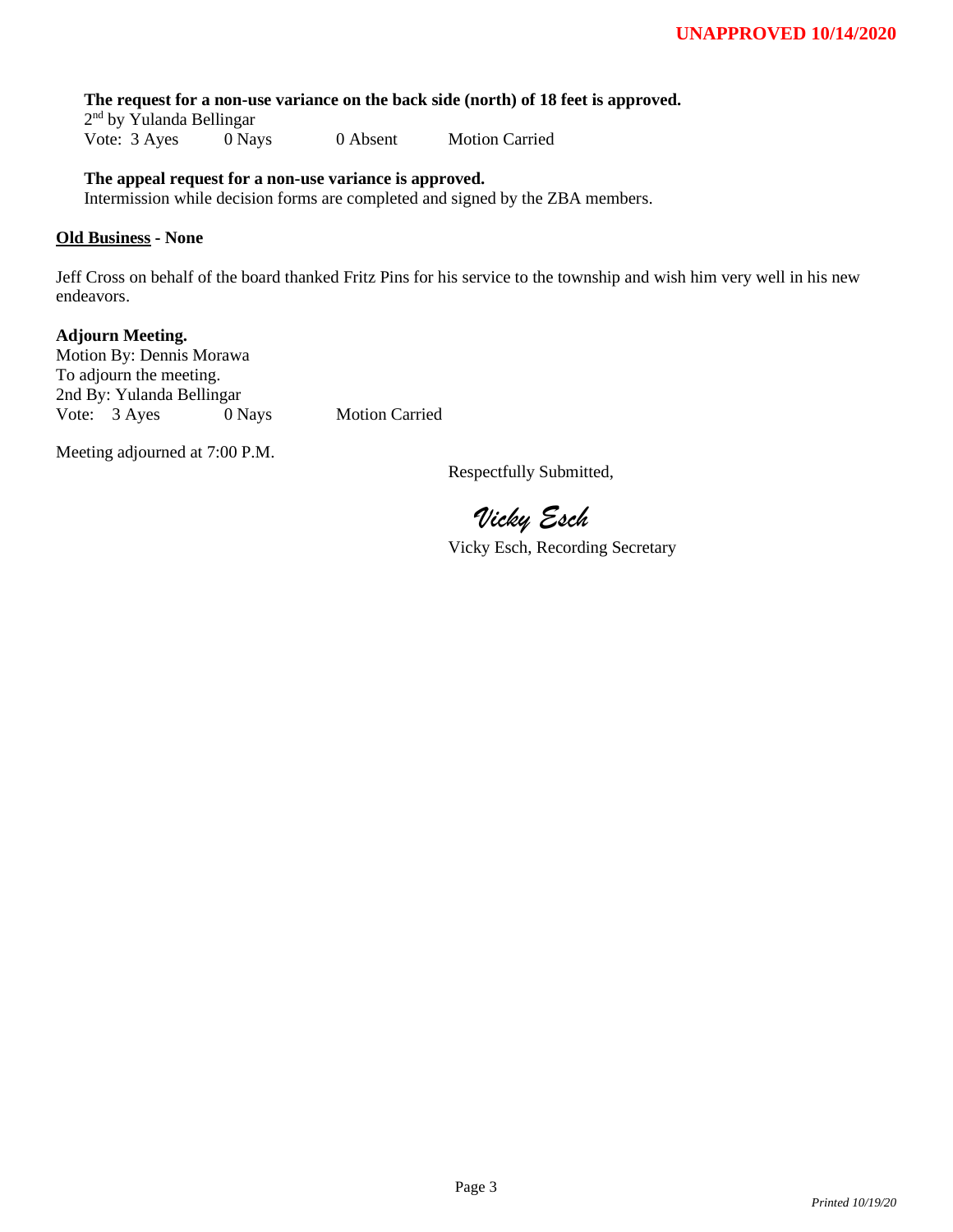**UNAPPROVED 10/14/2020**

**The request for a non-use variance on the back side (north) of 18 feet is approved.**
2nd by Yulanda Bellingar
Vote: 3 Ayes   0 Nays   0 Absent   Motion Carried

**The appeal request for a non-use variance is approved.**
Intermission while decision forms are completed and signed by the ZBA members.

**<u>Old Business</u> - None**

Jeff Cross on behalf of the board thanked Fritz Pins for his service to the township and wish him very well in his new endeavors.

**Adjourn Meeting.**
Motion By: Dennis Morawa
To adjourn the meeting.
2nd By: Yulanda Bellingar
Vote: 3 Ayes   0 Nays   Motion Carried

Meeting adjourned at 7:00 P.M.

Respectfully Submitted,

*Vicky Esch*

Vicky Esch, Recording Secretary

*Printed 10/19/20*